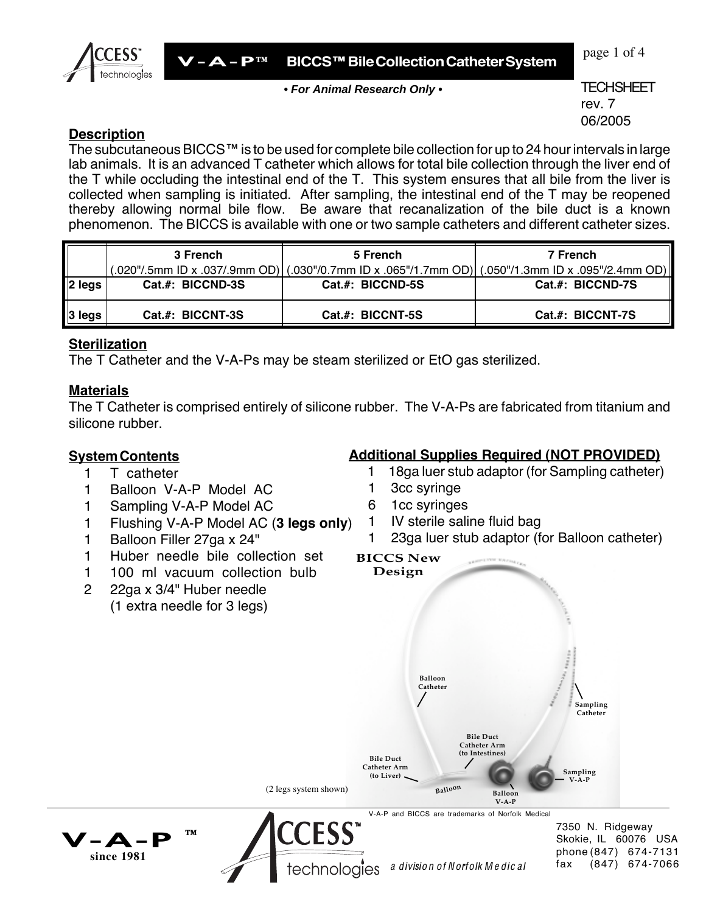# V-A-P™ BICCS™ Bile Collection Catheter System

*• For Animal Research Only •*

TECHSHEET
rev. 7
06/2005

## Description

The subcutaneous BICCS™ is to be used for complete bile collection for up to 24 hour intervals in large lab animals. It is an advanced T catheter which allows for total bile collection through the liver end of the T while occluding the intestinal end of the T. This system ensures that all bile from the liver is collected when sampling is initiated. After sampling, the intestinal end of the T may be reopened thereby allowing normal bile flow. Be aware that recanalization of the bile duct is a known phenomenon. The BICCS is available with one or two sample catheters and different catheter sizes.

| | 3 French (.020"/.5mm ID x .037/.9mm OD) | 5 French (.030"/0.7mm ID x .065"/1.7mm OD) | 7 French (.050"/1.3mm ID x .095"/2.4mm OD) |
|---|---|---|---|
| 2 legs | Cat.#: BICCND-3S | Cat.#: BICCND-5S | Cat.#: BICCND-7S |
| 3 legs | Cat.#: BICCNT-3S | Cat.#: BICCNT-5S | Cat.#: BICCNT-7S |

## Sterilization

The T Catheter and the V-A-Ps may be steam sterilized or EtO gas sterilized.

## Materials

The T Catheter is comprised entirely of silicone rubber. The V-A-Ps are fabricated from titanium and silicone rubber.

## System Contents

1 T catheter
1 Balloon V-A-P Model AC
1 Sampling V-A-P Model AC
1 Flushing V-A-P Model AC (**3 legs only**)
1 Balloon Filler 27ga x 24"
1 Huber needle bile collection set
1 100 ml vacuum collection bulb
2 22ga x 3/4" Huber needle
(1 extra needle for 3 legs)

## Additional Supplies Required (NOT PROVIDED)

1 18ga luer stub adaptor (for Sampling catheter)
1 3cc syringe
6 1cc syringes
1 IV sterile saline fluid bag
1 23ga luer stub adaptor (for Balloon catheter)

BICCS New Design

Balloon Catheter; Sampling Catheter; Bile Duct Catheter Arm (to Intestines); Bile Duct Catheter Arm (to Liver); Balloon; Balloon V-A-P; Sampling V-A-P

(2 legs system shown)

V-A-P and BICCS are trademarks of Norfolk Medical

V-A-P™ since 1981

ACCESS™ technologies *a division of Norfolk Medical*

7350 N. Ridgeway
Skokie, IL 60076 USA
phone (847) 674-7131
fax (847) 674-7066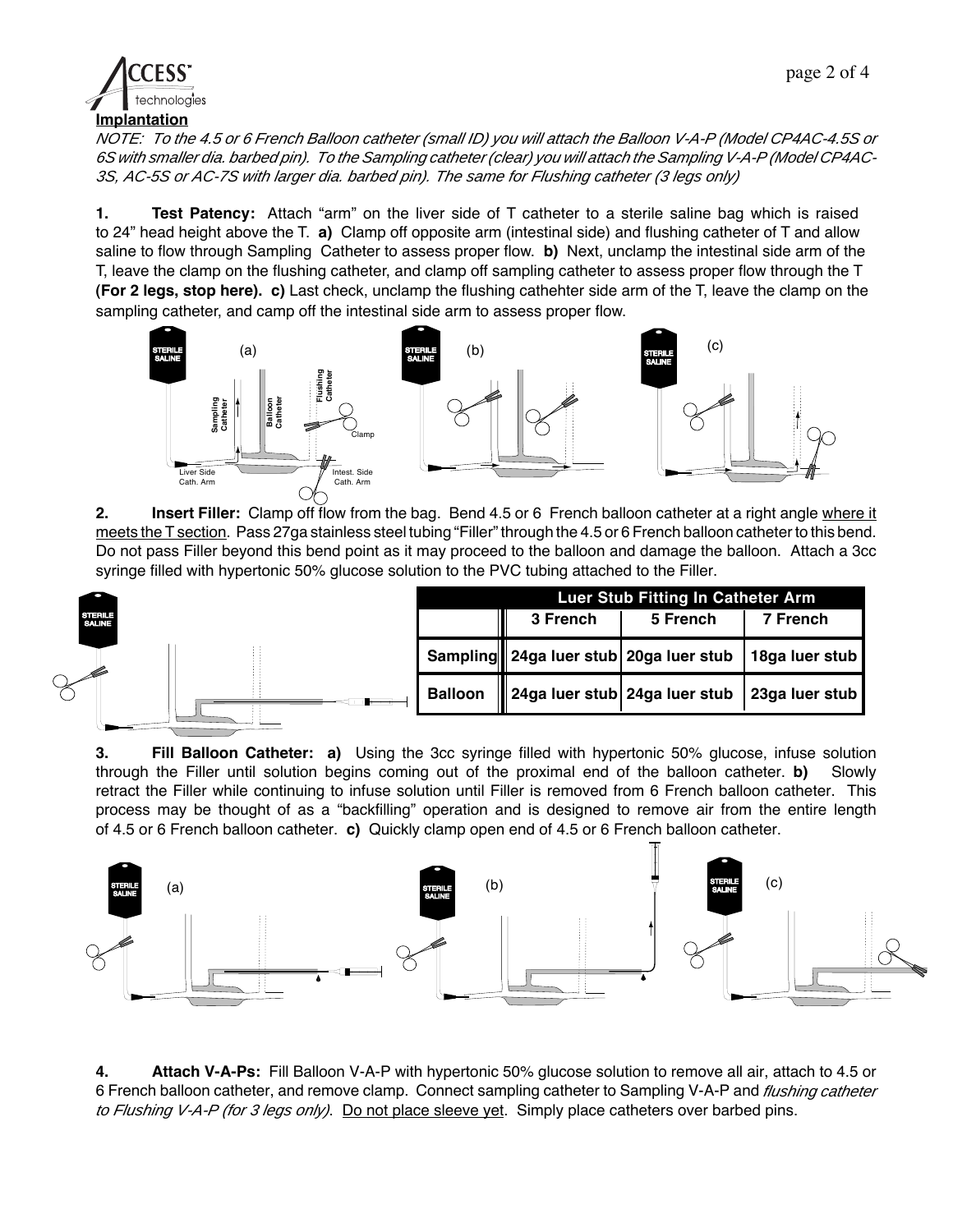## Implantation

*NOTE: To the 4.5 or 6 French Balloon catheter (small ID) you will attach the Balloon V-A-P (Model CP4AC-4.5S or 6S with smaller dia. barbed pin). To the Sampling catheter (clear) you will attach the Sampling V-A-P (Model CP4AC-3S, AC-5S or AC-7S with larger dia. barbed pin). The same for Flushing catheter (3 legs only)*

**1. Test Patency:** Attach "arm" on the liver side of T catheter to a sterile saline bag which is raised to 24" head height above the T. **a)** Clamp off opposite arm (intestinal side) and flushing catheter of T and allow saline to flow through Sampling Catheter to assess proper flow. **b)** Next, unclamp the intestinal side arm of the T, leave the clamp on the flushing catheter, and clamp off sampling catheter to assess proper flow through the T **(For 2 legs, stop here). c)** Last check, unclamp the flushing cathehter side arm of the T, leave the clamp on the sampling catheter, and camp off the intestinal side arm to assess proper flow.

**2. Insert Filler:** Clamp off flow from the bag. Bend 4.5 or 6 French balloon catheter at a right angle <u>where it meets the T section</u>. Pass 27ga stainless steel tubing "Filler" through the 4.5 or 6 French balloon catheter to this bend. Do not pass Filler beyond this bend point as it may proceed to the balloon and damage the balloon. Attach a 3cc syringe filled with hypertonic 50% glucose solution to the PVC tubing attached to the Filler.

| Luer Stub Fitting In Catheter Arm | | | |
|---|---|---|---|
| | 3 French | 5 French | 7 French |
| Sampling | 24ga luer stub | 20ga luer stub | 18ga luer stub |
| Balloon | 24ga luer stub | 24ga luer stub | 23ga luer stub |

**3. Fill Balloon Catheter: a)** Using the 3cc syringe filled with hypertonic 50% glucose, infuse solution through the Filler until solution begins coming out of the proximal end of the balloon catheter. **b)** Slowly retract the Filler while continuing to infuse solution until Filler is removed from 6 French balloon catheter. This process may be thought of as a "backfilling" operation and is designed to remove air from the entire length of 4.5 or 6 French balloon catheter. **c)** Quickly clamp open end of 4.5 or 6 French balloon catheter.

**4. Attach V-A-Ps:** Fill Balloon V-A-P with hypertonic 50% glucose solution to remove all air, attach to 4.5 or 6 French balloon catheter, and remove clamp. Connect sampling catheter to Sampling V-A-P and *flushing catheter to Flushing V-A-P (for 3 legs only)*. <u>Do not place sleeve yet</u>. Simply place catheters over barbed pins.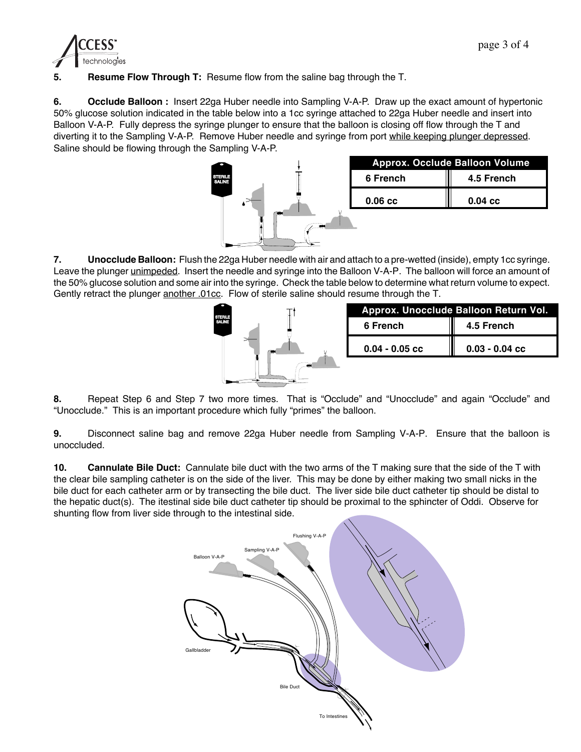**5. Resume Flow Through T:** Resume flow from the saline bag through the T.

**6. Occlude Balloon :** Insert 22ga Huber needle into Sampling V-A-P. Draw up the exact amount of hypertonic 50% glucose solution indicated in the table below into a 1cc syringe attached to 22ga Huber needle and insert into Balloon V-A-P. Fully depress the syringe plunger to ensure that the balloon is closing off flow through the T and diverting it to the Sampling V-A-P. Remove Huber needle and syringe from port while keeping plunger depressed. Saline should be flowing through the Sampling V-A-P.

| Approx. Occlude Balloon Volume | |
|---|---|
| 6 French | 4.5 French |
| 0.06 cc | 0.04 cc |

**7. Unocclude Balloon:** Flush the 22ga Huber needle with air and attach to a pre-wetted (inside), empty 1cc syringe. Leave the plunger unimpeded. Insert the needle and syringe into the Balloon V-A-P. The balloon will force an amount of the 50% glucose solution and some air into the syringe. Check the table below to determine what return volume to expect. Gently retract the plunger another .01cc. Flow of sterile saline should resume through the T.

| Approx. Unocclude Balloon Return Vol. | |
|---|---|
| 6 French | 4.5 French |
| 0.04 - 0.05 cc | 0.03 - 0.04 cc |

**8.** Repeat Step 6 and Step 7 two more times. That is "Occlude" and "Unocclude" and again "Occlude" and "Unocclude." This is an important procedure which fully "primes" the balloon.

**9.** Disconnect saline bag and remove 22ga Huber needle from Sampling V-A-P. Ensure that the balloon is unoccluded.

**10. Cannulate Bile Duct:** Cannulate bile duct with the two arms of the T making sure that the side of the T with the clear bile sampling catheter is on the side of the liver. This may be done by either making two small nicks in the bile duct for each catheter arm or by transecting the bile duct. The liver side bile duct catheter tip should be distal to the hepatic duct(s). The itestinal side bile duct catheter tip should be proximal to the sphincter of Oddi. Observe for shunting flow from liver side through to the intestinal side.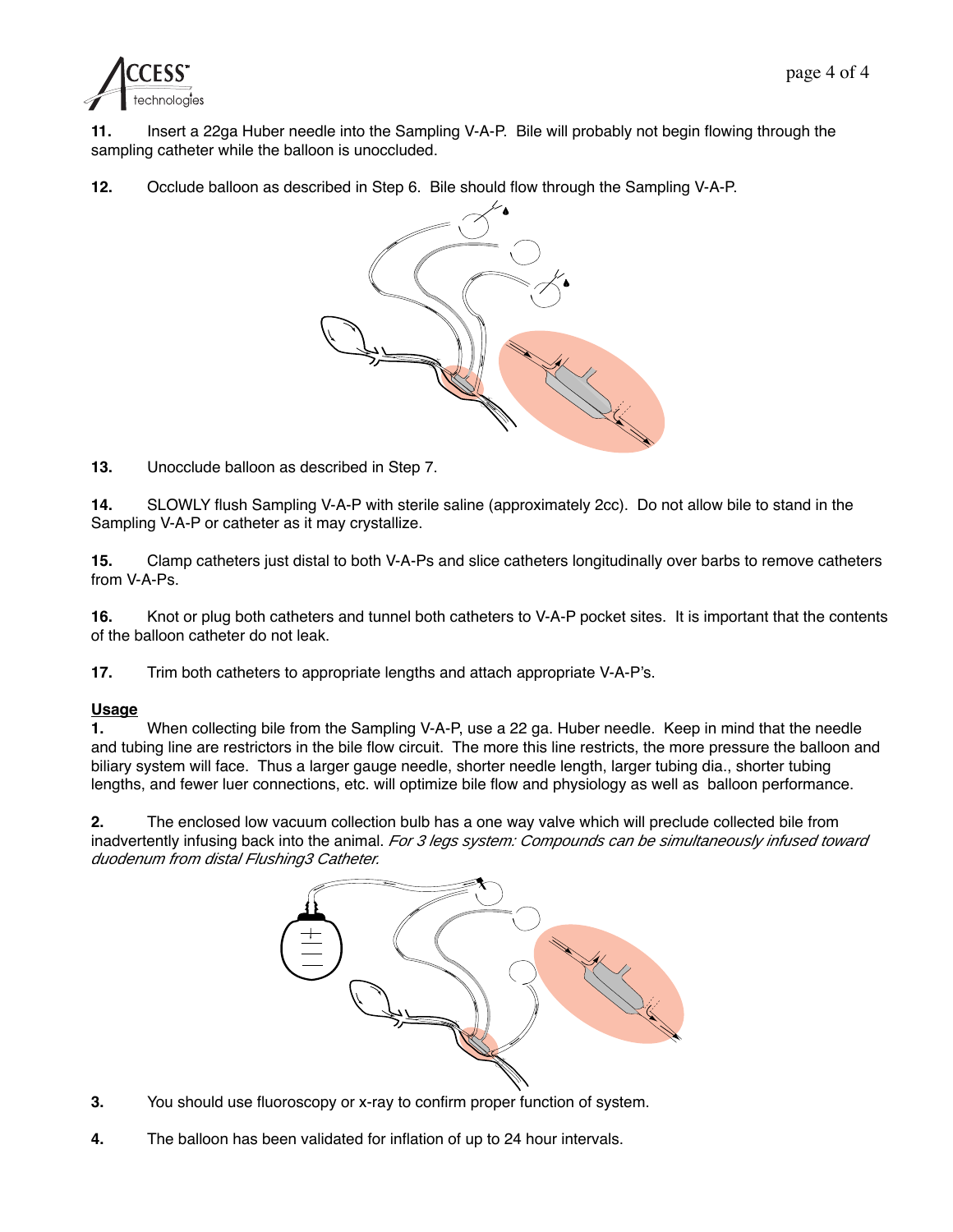**11.** Insert a 22ga Huber needle into the Sampling V-A-P. Bile will probably not begin flowing through the sampling catheter while the balloon is unoccluded.

**12.** Occlude balloon as described in Step 6. Bile should flow through the Sampling V-A-P.

**13.** Unocclude balloon as described in Step 7.

**14.** SLOWLY flush Sampling V-A-P with sterile saline (approximately 2cc). Do not allow bile to stand in the Sampling V-A-P or catheter as it may crystallize.

**15.** Clamp catheters just distal to both V-A-Ps and slice catheters longitudinally over barbs to remove catheters from V-A-Ps.

**16.** Knot or plug both catheters and tunnel both catheters to V-A-P pocket sites. It is important that the contents of the balloon catheter do not leak.

**17.** Trim both catheters to appropriate lengths and attach appropriate V-A-P's.

## Usage

**1.** When collecting bile from the Sampling V-A-P, use a 22 ga. Huber needle. Keep in mind that the needle and tubing line are restrictors in the bile flow circuit. The more this line restricts, the more pressure the balloon and biliary system will face. Thus a larger gauge needle, shorter needle length, larger tubing dia., shorter tubing lengths, and fewer luer connections, etc. will optimize bile flow and physiology as well as balloon performance.

**2.** The enclosed low vacuum collection bulb has a one way valve which will preclude collected bile from inadvertently infusing back into the animal. *For 3 legs system: Compounds can be simultaneously infused toward duodenum from distal Flushing3 Catheter.*

**3.** You should use fluoroscopy or x-ray to confirm proper function of system.

**4.** The balloon has been validated for inflation of up to 24 hour intervals.